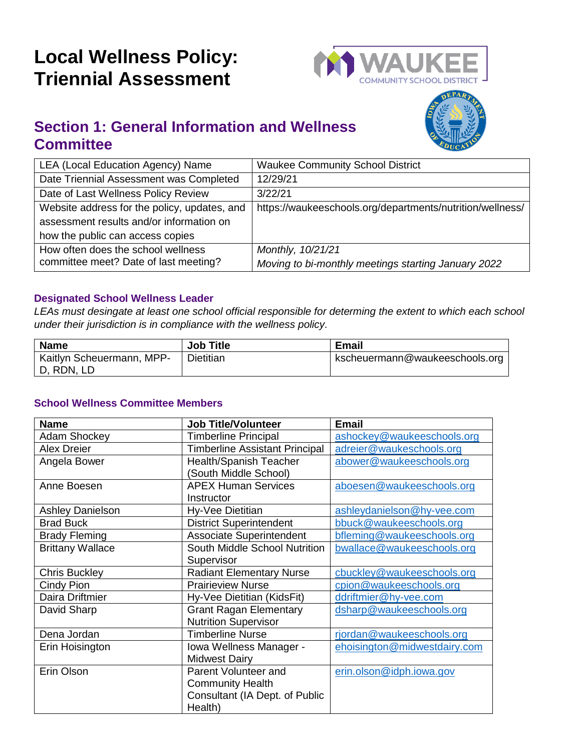# Local Wellness Policy: Triennial Assessment

## Section 1: General Information and Wellness Committee

| LEA (Local Education Agency) Name | Waukee Community School District |
|---|---|
| Date Triennial Assessment was Completed | 12/29/21 |
| Date of Last Wellness Policy Review | 3/22/21 |
| Website address for the policy, updates, and assessment results and/or information on how the public can access copies | https://waukeeschools.org/departments/nutrition/wellness/ |
| How often does the school wellness committee meet? Date of last meeting? | *Monthly, 10/21/21*<br>*Moving to bi-monthly meetings starting January 2022* |

### Designated School Wellness Leader

*LEAs must desingate at least one school official responsible for determing the extent to which each school under their jurisdiction is in compliance with the wellness policy.*

| Name | Job Title | Email |
|---|---|---|
| Kaitlyn Scheuermann, MPP-D, RDN, LD | Dietitian | kscheuermann@waukeeschools.org |

### School Wellness Committee Members

| Name | Job Title/Volunteer | Email |
|---|---|---|
| Adam Shockey | Timberline Principal | ashockey@waukeeschools.org |
| Alex Dreier | Timberline Assistant Principal | adreier@waukeschools.org |
| Angela Bower | Health/Spanish Teacher (South Middle School) | abower@waukeeschools.org |
| Anne Boesen | APEX Human Services Instructor | aboesen@waukeeschools.org |
| Ashley Danielson | Hy-Vee Dietitian | ashleydanielson@hy-vee.com |
| Brad Buck | District Superintendent | bbuck@waukeeschools.org |
| Brady Fleming | Associate Superintendent | bfleming@waukeeschools.org |
| Brittany Wallace | South Middle School Nutrition Supervisor | bwallace@waukeeschools.org |
| Chris Buckley | Radiant Elementary Nurse | cbuckley@waukeeschools.org |
| Cindy Pion | Prairieview Nurse | cpion@waukeeschools.org |
| Daira Driftmier | Hy-Vee Dietitian (KidsFit) | ddriftmier@hy-vee.com |
| David Sharp | Grant Ragan Elementary Nutrition Supervisor | dsharp@waukeeschools.org |
| Dena Jordan | Timberline Nurse | rjordan@waukeeschools.org |
| Erin Hoisington | Iowa Wellness Manager - Midwest Dairy | ehoisington@midwestdairy.com |
| Erin Olson | Parent Volunteer and Community Health Consultant (IA Dept. of Public Health) | erin.olson@idph.iowa.gov |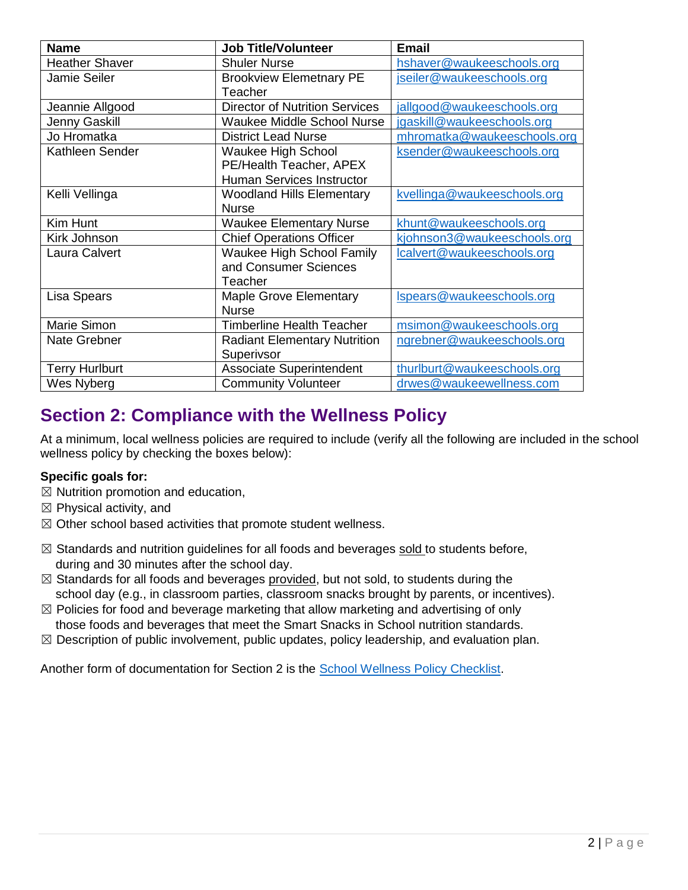| Name | Job Title/Volunteer | Email |
| --- | --- | --- |
| Heather Shaver | Shuler Nurse | hshaver@waukeeschools.org |
| Jamie Seiler | Brookview Elemetnary PE Teacher | jseiler@waukeeschools.org |
| Jeannie Allgood | Director of Nutrition Services | jallgood@waukeeschools.org |
| Jenny Gaskill | Waukee Middle School Nurse | jgaskill@waukeeschools.org |
| Jo Hromatka | District Lead Nurse | mhromatka@waukeeschools.org |
| Kathleen Sender | Waukee High School PE/Health Teacher, APEX Human Services Instructor | ksender@waukeeschools.org |
| Kelli Vellinga | Woodland Hills Elementary Nurse | kvellinga@waukeeschools.org |
| Kim Hunt | Waukee Elementary Nurse | khunt@waukeeschools.org |
| Kirk Johnson | Chief Operations Officer | kjohnson3@waukeeschools.org |
| Laura Calvert | Waukee High School Family and Consumer Sciences Teacher | lcalvert@waukeeschools.org |
| Lisa Spears | Maple Grove Elementary Nurse | lspears@waukeeschools.org |
| Marie Simon | Timberline Health Teacher | msimon@waukeeschools.org |
| Nate Grebner | Radiant Elementary Nutrition Superivsor | ngrebner@waukeeschools.org |
| Terry Hurlburt | Associate Superintendent | thurlburt@waukeeschools.org |
| Wes Nyberg | Community Volunteer | drwes@waukeewellness.com |

## Section 2: Compliance with the Wellness Policy

At a minimum, local wellness policies are required to include (verify all the following are included in the school wellness policy by checking the boxes below):

**Specific goals for:**

☒ Nutrition promotion and education,
☒ Physical activity, and
☒ Other school based activities that promote student wellness.

☒ Standards and nutrition guidelines for all foods and beverages sold to students before, during and 30 minutes after the school day.
☒ Standards for all foods and beverages provided, but not sold, to students during the school day (e.g., in classroom parties, classroom snacks brought by parents, or incentives).
☒ Policies for food and beverage marketing that allow marketing and advertising of only those foods and beverages that meet the Smart Snacks in School nutrition standards.
☒ Description of public involvement, public updates, policy leadership, and evaluation plan.

Another form of documentation for Section 2 is the School Wellness Policy Checklist.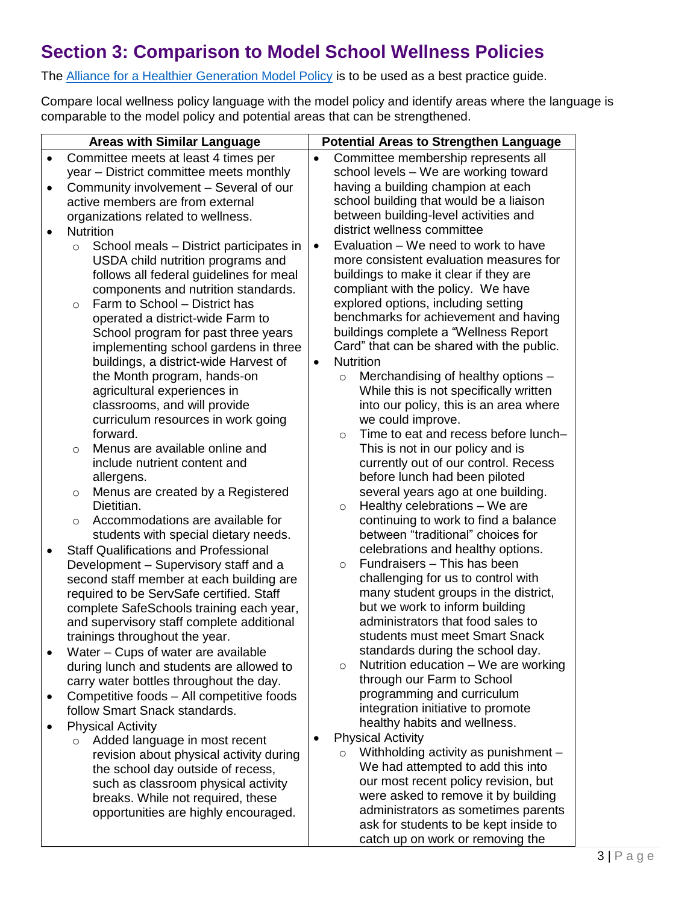## Section 3: Comparison to Model School Wellness Policies

The [Alliance for a Healthier Generation Model Policy]() is to be used as a best practice guide.

Compare local wellness policy language with the model policy and identify areas where the language is comparable to the model policy and potential areas that can be strengthened.

| Areas with Similar Language | Potential Areas to Strengthen Language |
|---|---|
| • Committee meets at least 4 times per year – District committee meets monthly<br>• Community involvement – Several of our active members are from external organizations related to wellness.<br>• Nutrition<br>&nbsp;&nbsp;○ School meals – District participates in USDA child nutrition programs and follows all federal guidelines for meal components and nutrition standards.<br>&nbsp;&nbsp;○ Farm to School – District has operated a district-wide Farm to School program for past three years implementing school gardens in three buildings, a district-wide Harvest of the Month program, hands-on agricultural experiences in classrooms, and will provide curriculum resources in work going forward.<br>&nbsp;&nbsp;○ Menus are available online and include nutrient content and allergens.<br>&nbsp;&nbsp;○ Menus are created by a Registered Dietitian.<br>&nbsp;&nbsp;○ Accommodations are available for students with special dietary needs.<br>• Staff Qualifications and Professional Development – Supervisory staff and a second staff member at each building are required to be ServSafe certified. Staff complete SafeSchools training each year, and supervisory staff complete additional trainings throughout the year.<br>• Water – Cups of water are available during lunch and students are allowed to carry water bottles throughout the day.<br>• Competitive foods – All competitive foods follow Smart Snack standards.<br>• Physical Activity<br>&nbsp;&nbsp;○ Added language in most recent revision about physical activity during the school day outside of recess, such as classroom physical activity breaks. While not required, these opportunities are highly encouraged. | • Committee membership represents all school levels – We are working toward having a building champion at each school building that would be a liaison between building-level activities and district wellness committee<br>• Evaluation – We need to work to have more consistent evaluation measures for buildings to make it clear if they are compliant with the policy. We have explored options, including setting benchmarks for achievement and having buildings complete a "Wellness Report Card" that can be shared with the public.<br>• Nutrition<br>&nbsp;&nbsp;○ Merchandising of healthy options – While this is not specifically written into our policy, this is an area where we could improve.<br>&nbsp;&nbsp;○ Time to eat and recess before lunch– This is not in our policy and is currently out of our control. Recess before lunch had been piloted several years ago at one building.<br>&nbsp;&nbsp;○ Healthy celebrations – We are continuing to work to find a balance between "traditional" choices for celebrations and healthy options.<br>&nbsp;&nbsp;○ Fundraisers – This has been challenging for us to control with many student groups in the district, but we work to inform building administrators that food sales to students must meet Smart Snack standards during the school day.<br>&nbsp;&nbsp;○ Nutrition education – We are working through our Farm to School programming and curriculum integration initiative to promote healthy habits and wellness.<br>• Physical Activity<br>&nbsp;&nbsp;○ Withholding activity as punishment – We had attempted to add this into our most recent policy revision, but were asked to remove it by building administrators as sometimes parents ask for students to be kept inside to catch up on work or removing the |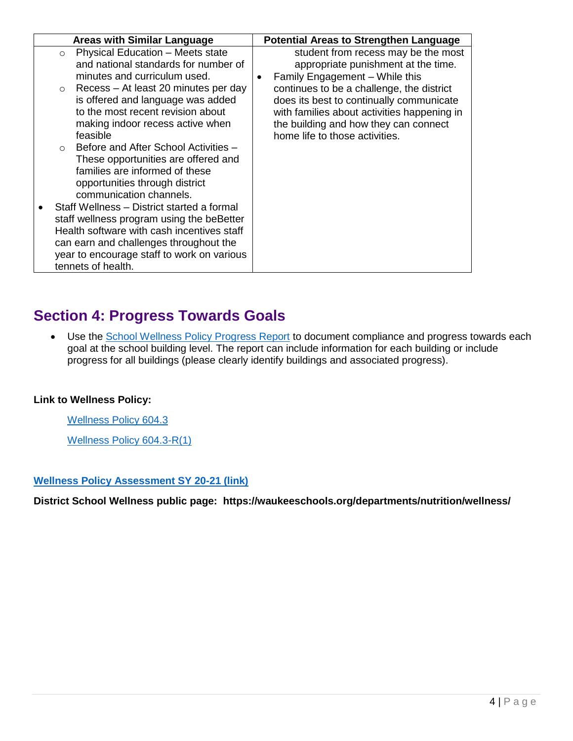| Areas with Similar Language | Potential Areas to Strengthen Language |
|---|---|
| ◦ Physical Education – Meets state and national standards for number of minutes and curriculum used.<br>◦ Recess – At least 20 minutes per day is offered and language was added to the most recent revision about making indoor recess active when feasible<br>◦ Before and After School Activities – These opportunities are offered and families are informed of these opportunities through district communication channels.<br>• Staff Wellness – District started a formal staff wellness program using the beBetter Health software with cash incentives staff can earn and challenges throughout the year to encourage staff to work on various tennets of health. | student from recess may be the most appropriate punishment at the time.<br>• Family Engagement – While this continues to be a challenge, the district does its best to continually communicate with families about activities happening in the building and how they can connect home life to those activities. |

## Section 4: Progress Towards Goals

- Use the School Wellness Policy Progress Report to document compliance and progress towards each goal at the school building level. The report can include information for each building or include progress for all buildings (please clearly identify buildings and associated progress).

**Link to Wellness Policy:**

Wellness Policy 604.3

Wellness Policy 604.3-R(1)

**Wellness Policy Assessment SY 20-21 (link)**

**District School Wellness public page: https://waukeeschools.org/departments/nutrition/wellness/**